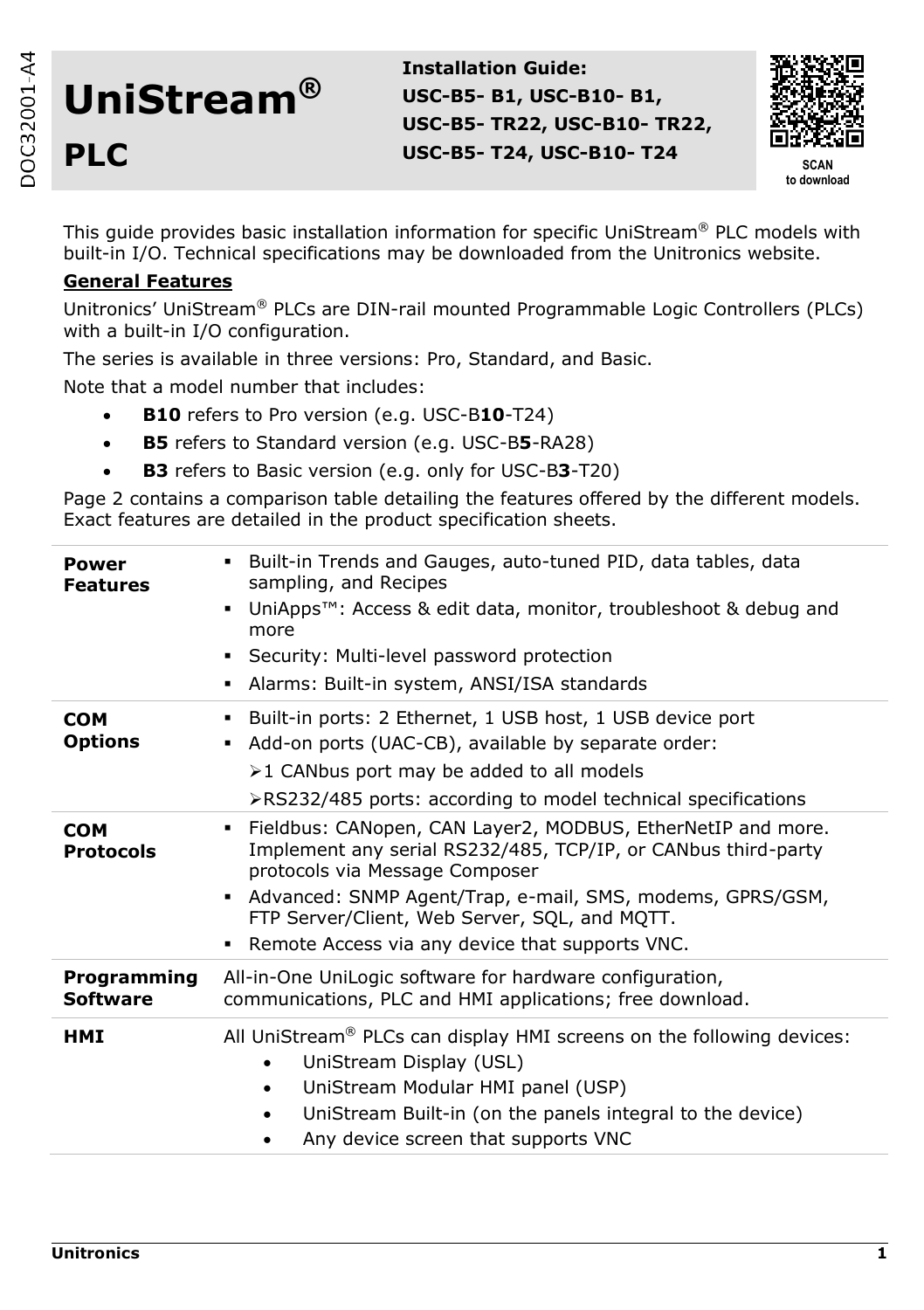# UniStream®

# PLC

**Installation Guide:**
**USC-B5- B1, USC-B10- B1,**
**USC-B5- TR22, USC-B10- TR22,**
**USC-B5- T24, USC-B10- T24**

SCAN to download

This guide provides basic installation information for specific UniStream® PLC models with built-in I/O. Technical specifications may be downloaded from the Unitronics website.

**General Features**

Unitronics' UniStream® PLCs are DIN-rail mounted Programmable Logic Controllers (PLCs) with a built-in I/O configuration.

The series is available in three versions: Pro, Standard, and Basic.

Note that a model number that includes:

- **B10** refers to Pro version (e.g. USC-B**10**-T24)
- **B5** refers to Standard version (e.g. USC-B**5**-RA28)
- **B3** refers to Basic version (e.g. only for USC-B**3**-T20)

Page 2 contains a comparison table detailing the features offered by the different models. Exact features are detailed in the product specification sheets.

| | |
|---|---|
| **Power Features** | ▪ Built-in Trends and Gauges, auto-tuned PID, data tables, data sampling, and Recipes<br>▪ UniApps™: Access & edit data, monitor, troubleshoot & debug and more<br>▪ Security: Multi-level password protection<br>▪ Alarms: Built-in system, ANSI/ISA standards |
| **COM Options** | ▪ Built-in ports: 2 Ethernet, 1 USB host, 1 USB device port<br>▪ Add-on ports (UAC-CB), available by separate order:<br>➢1 CANbus port may be added to all models<br>➢RS232/485 ports: according to model technical specifications |
| **COM Protocols** | ▪ Fieldbus: CANopen, CAN Layer2, MODBUS, EtherNetIP and more. Implement any serial RS232/485, TCP/IP, or CANbus third-party protocols via Message Composer<br>▪ Advanced: SNMP Agent/Trap, e-mail, SMS, modems, GPRS/GSM, FTP Server/Client, Web Server, SQL, and MQTT.<br>▪ Remote Access via any device that supports VNC. |
| **Programming Software** | All-in-One UniLogic software for hardware configuration, communications, PLC and HMI applications; free download. |
| **HMI** | All UniStream® PLCs can display HMI screens on the following devices:<br>• UniStream Display (USL)<br>• UniStream Modular HMI panel (USP)<br>• UniStream Built-in (on the panels integral to the device)<br>• Any device screen that supports VNC |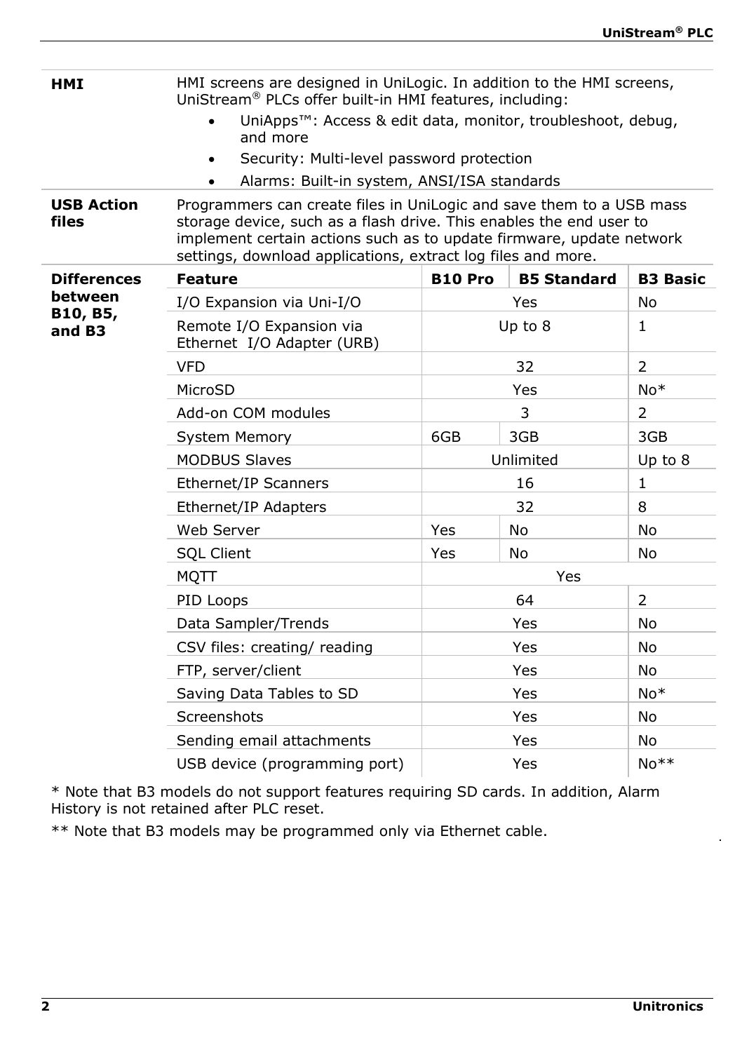**HMI**

HMI screens are designed in UniLogic. In addition to the HMI screens, UniStream® PLCs offer built-in HMI features, including:

- UniApps™: Access & edit data, monitor, troubleshoot, debug, and more
- Security: Multi-level password protection
- Alarms: Built-in system, ANSI/ISA standards

**USB Action files**

Programmers can create files in UniLogic and save them to a USB mass storage device, such as a flash drive. This enables the end user to implement certain actions such as to update firmware, update network settings, download applications, extract log files and more.

**Differences between B10, B5, and B3**

| Feature | B10 Pro | B5 Standard | B3 Basic |
|---|---|---|---|
| I/O Expansion via Uni-I/O | Yes | | No |
| Remote I/O Expansion via Ethernet I/O Adapter (URB) | Up to 8 | | 1 |
| VFD | 32 | | 2 |
| MicroSD | Yes | | No* |
| Add-on COM modules | 3 | | 2 |
| System Memory | 6GB | 3GB | 3GB |
| MODBUS Slaves | Unlimited | | Up to 8 |
| Ethernet/IP Scanners | 16 | | 1 |
| Ethernet/IP Adapters | 32 | | 8 |
| Web Server | Yes | No | No |
| SQL Client | Yes | No | No |
| MQTT | Yes | | |
| PID Loops | 64 | | 2 |
| Data Sampler/Trends | Yes | | No |
| CSV files: creating/ reading | Yes | | No |
| FTP, server/client | Yes | | No |
| Saving Data Tables to SD | Yes | | No* |
| Screenshots | Yes | | No |
| Sending email attachments | Yes | | No |
| USB device (programming port) | Yes | | No** |

* Note that B3 models do not support features requiring SD cards. In addition, Alarm History is not retained after PLC reset.

** Note that B3 models may be programmed only via Ethernet cable.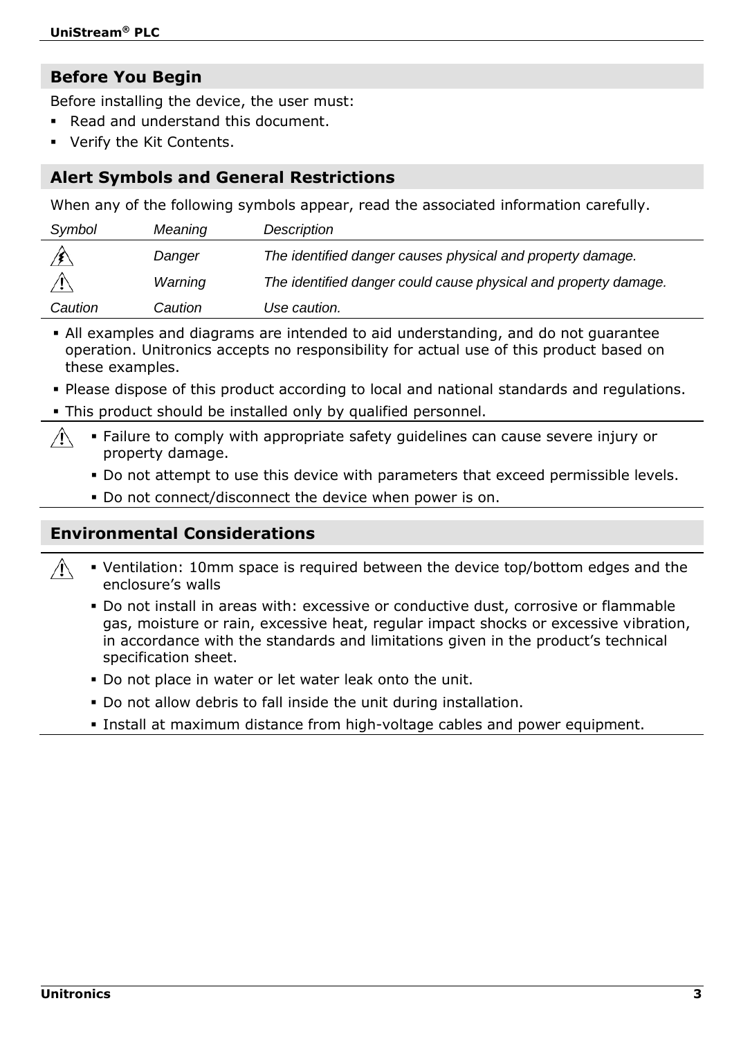## Before You Begin

Before installing the device, the user must:

- Read and understand this document.
- Verify the Kit Contents.

## Alert Symbols and General Restrictions

When any of the following symbols appear, read the associated information carefully.

| *Symbol* | *Meaning* | *Description* |
|---|---|---|
| ⚡ | *Danger* | *The identified danger causes physical and property damage.* |
| ⚠ | *Warning* | *The identified danger could cause physical and property damage.* |
| *Caution* | *Caution* | *Use caution.* |

- All examples and diagrams are intended to aid understanding, and do not guarantee operation. Unitronics accepts no responsibility for actual use of this product based on these examples.
- Please dispose of this product according to local and national standards and regulations.
- This product should be installed only by qualified personnel.

⚠

- Failure to comply with appropriate safety guidelines can cause severe injury or property damage.
- Do not attempt to use this device with parameters that exceed permissible levels.
- Do not connect/disconnect the device when power is on.

## Environmental Considerations

⚠

- Ventilation: 10mm space is required between the device top/bottom edges and the enclosure's walls
- Do not install in areas with: excessive or conductive dust, corrosive or flammable gas, moisture or rain, excessive heat, regular impact shocks or excessive vibration, in accordance with the standards and limitations given in the product's technical specification sheet.
- Do not place in water or let water leak onto the unit.
- Do not allow debris to fall inside the unit during installation.
- Install at maximum distance from high-voltage cables and power equipment.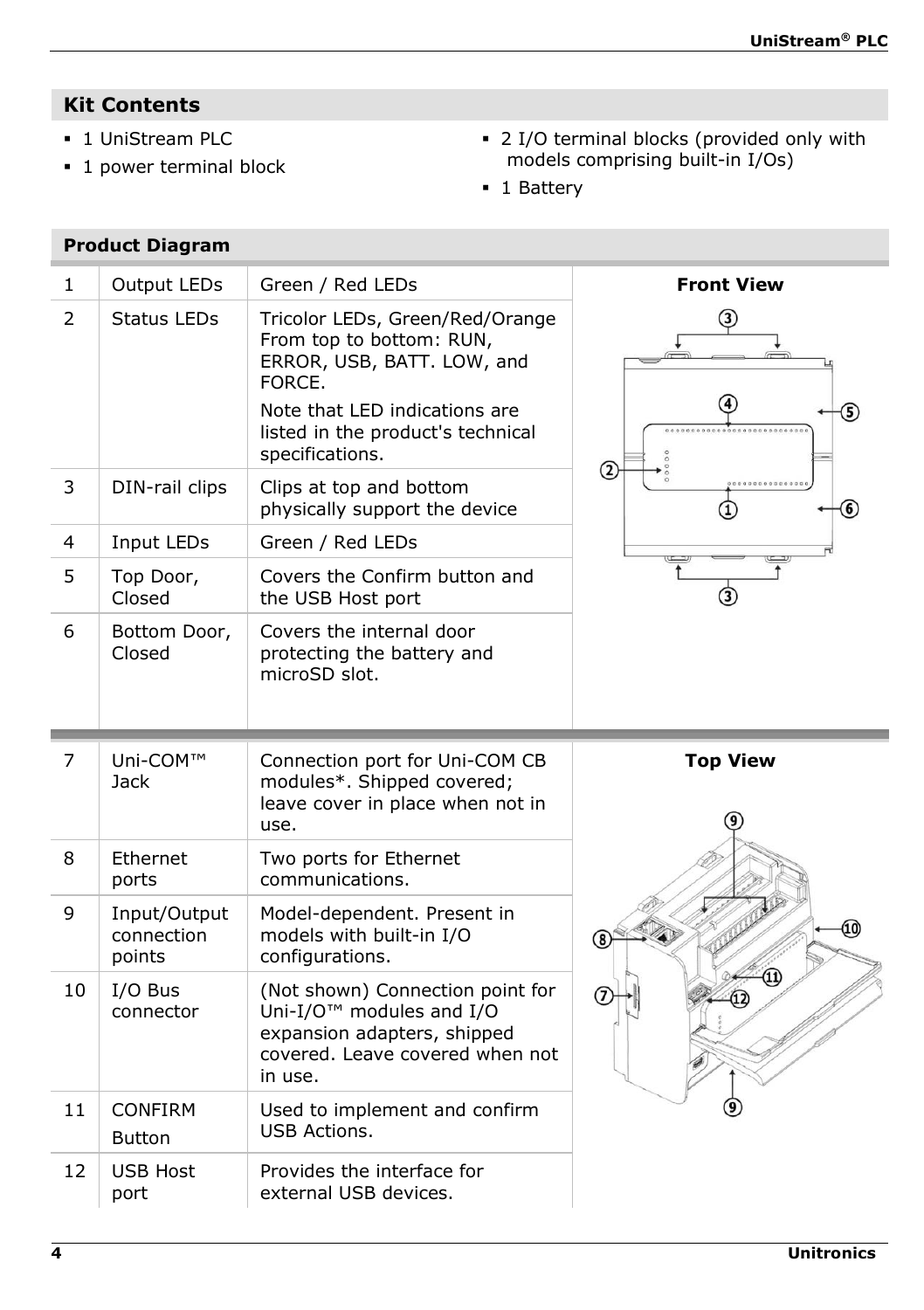## Kit Contents

- 1 UniStream PLC
- 1 power terminal block
- 2 I/O terminal blocks (provided only with models comprising built-in I/Os)
- 1 Battery

## Product Diagram

| | | | Front View |
|---|---|---|---|
| 1 | Output LEDs | Green / Red LEDs | |
| 2 | Status LEDs | Tricolor LEDs, Green/Red/Orange From top to bottom: RUN, ERROR, USB, BATT. LOW, and FORCE.<br>Note that LED indications are listed in the product's technical specifications. | |
| 3 | DIN-rail clips | Clips at top and bottom physically support the device | |
| 4 | Input LEDs | Green / Red LEDs | |
| 5 | Top Door, Closed | Covers the Confirm button and the USB Host port | |
| 6 | Bottom Door, Closed | Covers the internal door protecting the battery and microSD slot. | |

| | | | Top View |
|---|---|---|---|
| 7 | Uni-COM™ Jack | Connection port for Uni-COM CB modules*. Shipped covered; leave cover in place when not in use. | |
| 8 | Ethernet ports | Two ports for Ethernet communications. | |
| 9 | Input/Output connection points | Model-dependent. Present in models with built-in I/O configurations. | |
| 10 | I/O Bus connector | (Not shown) Connection point for Uni-I/O™ modules and I/O expansion adapters, shipped covered. Leave covered when not in use. | |
| 11 | CONFIRM Button | Used to implement and confirm USB Actions. | |
| 12 | USB Host port | Provides the interface for external USB devices. | |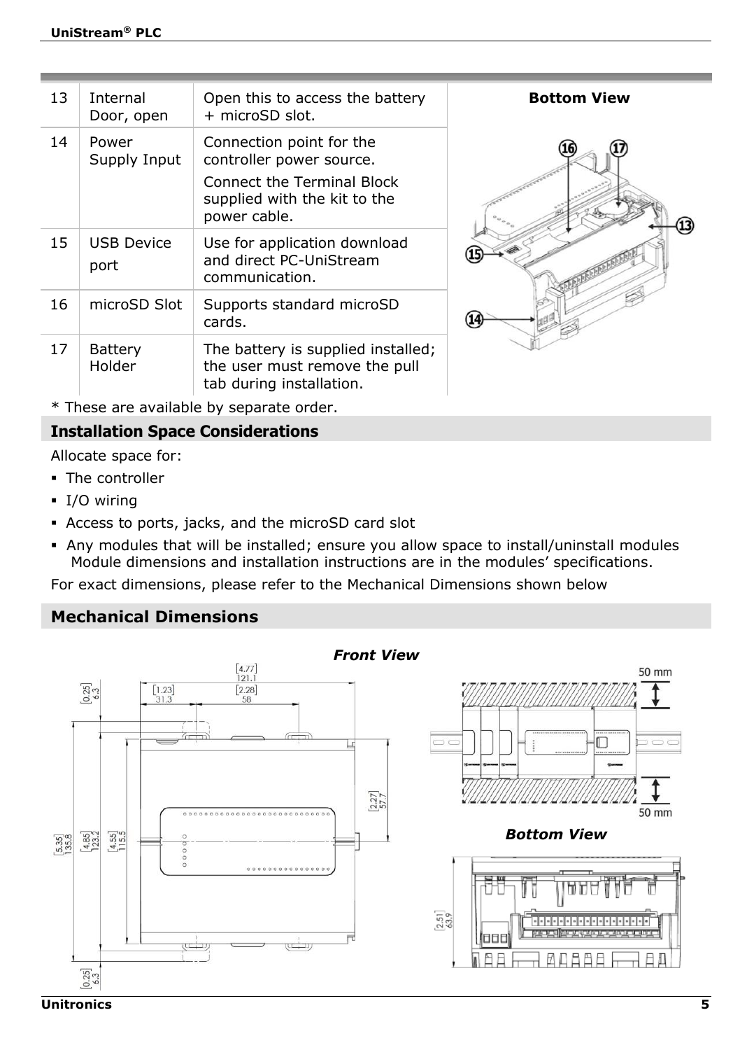| 13 | Internal Door, open | Open this to access the battery + microSD slot. |
|---|---|---|
| 14 | Power Supply Input | Connection point for the controller power source. Connect the Terminal Block supplied with the kit to the power cable. |
| 15 | USB Device port | Use for application download and direct PC-UniStream communication. |
| 16 | microSD Slot | Supports standard microSD cards. |
| 17 | Battery Holder | The battery is supplied installed; the user must remove the pull tab during installation. |

**Bottom View**

\* These are available by separate order.

## Installation Space Considerations

Allocate space for:

- The controller
- I/O wiring
- Access to ports, jacks, and the microSD card slot
- Any modules that will be installed; ensure you allow space to install/uninstall modules Module dimensions and installation instructions are in the modules' specifications.

For exact dimensions, please refer to the Mechanical Dimensions shown below

## Mechanical Dimensions

*Front View*

*Bottom View*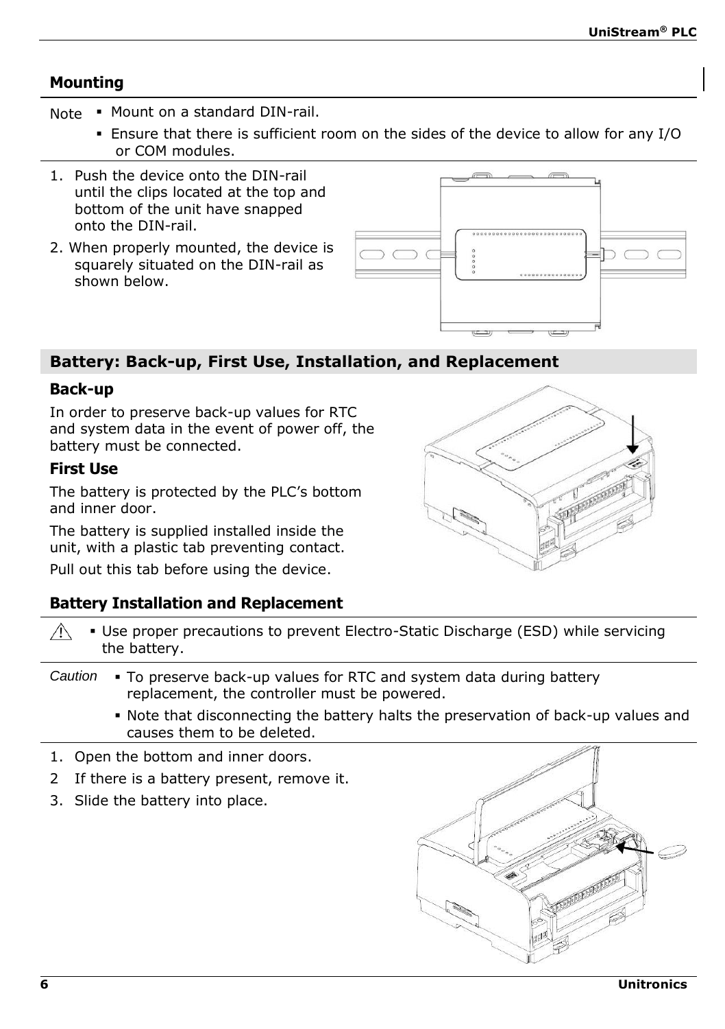## Mounting

Note
- Mount on a standard DIN-rail.
- Ensure that there is sufficient room on the sides of the device to allow for any I/O or COM modules.

1. Push the device onto the DIN-rail until the clips located at the top and bottom of the unit have snapped onto the DIN-rail.
2. When properly mounted, the device is squarely situated on the DIN-rail as shown below.

## Battery: Back-up, First Use, Installation, and Replacement

### Back-up

In order to preserve back-up values for RTC and system data in the event of power off, the battery must be connected.

### First Use

The battery is protected by the PLC's bottom and inner door.

The battery is supplied installed inside the unit, with a plastic tab preventing contact.

Pull out this tab before using the device.

### Battery Installation and Replacement

⚠
- Use proper precautions to prevent Electro-Static Discharge (ESD) while servicing the battery.

*Caution*
- To preserve back-up values for RTC and system data during battery replacement, the controller must be powered.
- Note that disconnecting the battery halts the preservation of back-up values and causes them to be deleted.

1. Open the bottom and inner doors.
2. If there is a battery present, remove it.
3. Slide the battery into place.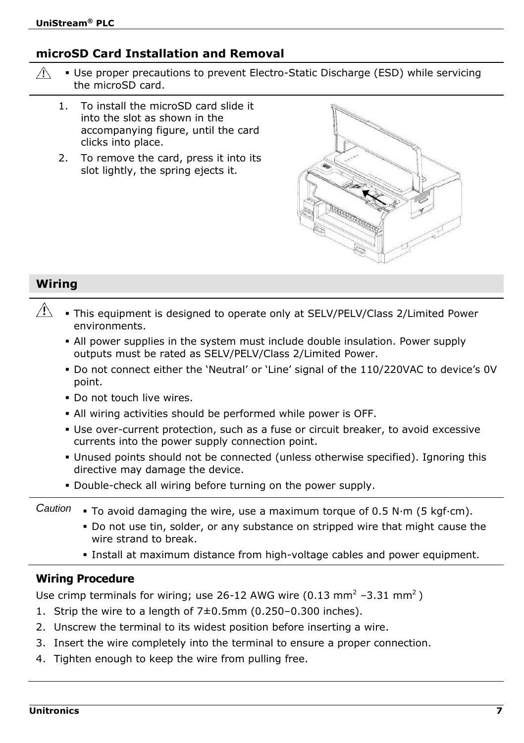## microSD Card Installation and Removal

⚠ - Use proper precautions to prevent Electro-Static Discharge (ESD) while servicing the microSD card.

1. To install the microSD card slide it into the slot as shown in the accompanying figure, until the card clicks into place.
2. To remove the card, press it into its slot lightly, the spring ejects it.

## Wiring

⚠
- This equipment is designed to operate only at SELV/PELV/Class 2/Limited Power environments.
- All power supplies in the system must include double insulation. Power supply outputs must be rated as SELV/PELV/Class 2/Limited Power.
- Do not connect either the 'Neutral' or 'Line' signal of the 110/220VAC to device's 0V point.
- Do not touch live wires.
- All wiring activities should be performed while power is OFF.
- Use over-current protection, such as a fuse or circuit breaker, to avoid excessive currents into the power supply connection point.
- Unused points should not be connected (unless otherwise specified). Ignoring this directive may damage the device.
- Double-check all wiring before turning on the power supply.

*Caution*
- To avoid damaging the wire, use a maximum torque of 0.5 N·m (5 kgf·cm).
- Do not use tin, solder, or any substance on stripped wire that might cause the wire strand to break.
- Install at maximum distance from high-voltage cables and power equipment.

### Wiring Procedure

Use crimp terminals for wiring; use 26-12 AWG wire (0.13 $mm^2$ –3.31 $mm^2$ )

1. Strip the wire to a length of 7±0.5mm (0.250–0.300 inches).
2. Unscrew the terminal to its widest position before inserting a wire.
3. Insert the wire completely into the terminal to ensure a proper connection.
4. Tighten enough to keep the wire from pulling free.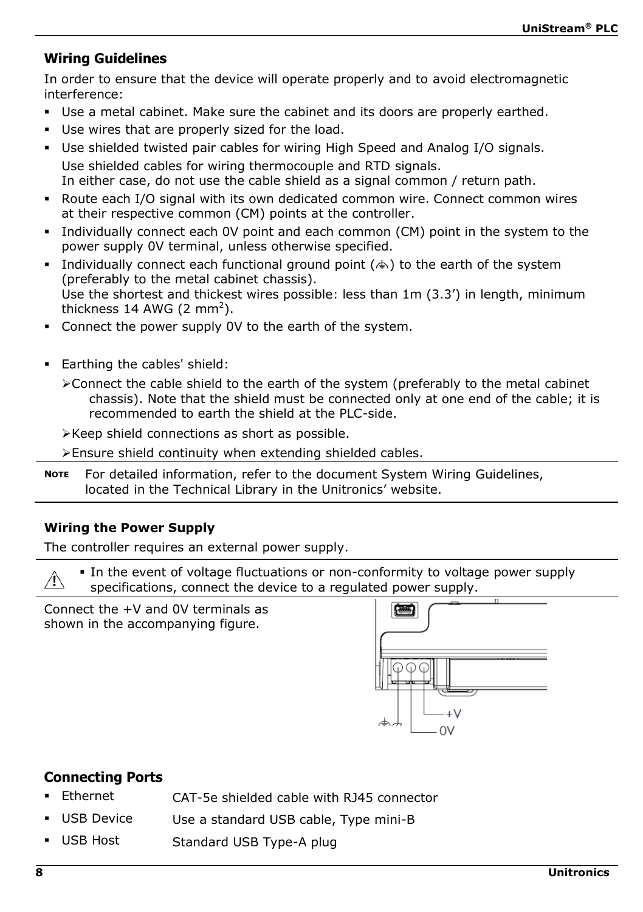## Wiring Guidelines

In order to ensure that the device will operate properly and to avoid electromagnetic interference:

- Use a metal cabinet. Make sure the cabinet and its doors are properly earthed.
- Use wires that are properly sized for the load.
- Use shielded twisted pair cables for wiring High Speed and Analog I/O signals.
  Use shielded cables for wiring thermocouple and RTD signals.
  In either case, do not use the cable shield as a signal common / return path.
- Route each I/O signal with its own dedicated common wire. Connect common wires at their respective common (CM) points at the controller.
- Individually connect each 0V point and each common (CM) point in the system to the power supply 0V terminal, unless otherwise specified.
- Individually connect each functional ground point (⏚) to the earth of the system (preferably to the metal cabinet chassis).
  Use the shortest and thickest wires possible: less than 1m (3.3') in length, minimum thickness 14 AWG (2 mm$^2$).
- Connect the power supply 0V to the earth of the system.

- Earthing the cables' shield:
  - Connect the cable shield to the earth of the system (preferably to the metal cabinet chassis). Note that the shield must be connected only at one end of the cable; it is recommended to earth the shield at the PLC-side.
  - Keep shield connections as short as possible.
  - Ensure shield continuity when extending shielded cables.

**NOTE** For detailed information, refer to the document System Wiring Guidelines, located in the Technical Library in the Unitronics' website.

### Wiring the Power Supply

The controller requires an external power supply.

⚠ In the event of voltage fluctuations or non-conformity to voltage power supply specifications, connect the device to a regulated power supply.

Connect the +V and 0V terminals as shown in the accompanying figure.

+V
0V

## Connecting Ports

- Ethernet: CAT-5e shielded cable with RJ45 connector
- USB Device: Use a standard USB cable, Type mini-B
- USB Host: Standard USB Type-A plug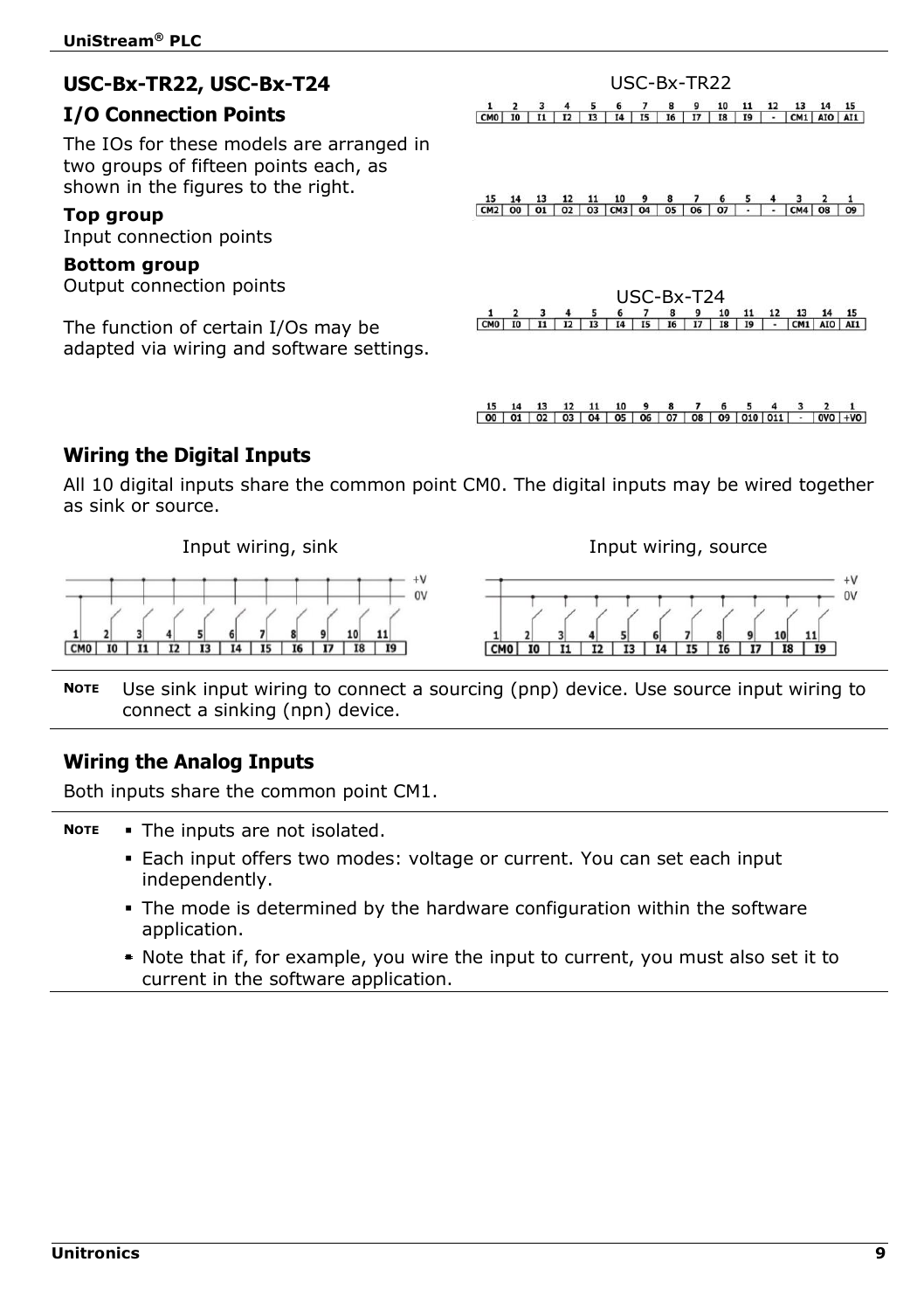## USC-Bx-TR22, USC-Bx-T24

### I/O Connection Points

The IOs for these models are arranged in two groups of fifteen points each, as shown in the figures to the right.

**Top group**
Input connection points

**Bottom group**
Output connection points

The function of certain I/Os may be adapted via wiring and software settings.

USC-Bx-TR22

| 1 | 2 | 3 | 4 | 5 | 6 | 7 | 8 | 9 | 10 | 11 | 12 | 13 | 14 | 15 |
|---|---|---|---|---|---|---|---|---|---|---|---|---|---|---|
| CM0 | I0 | I1 | I2 | I3 | I4 | I5 | I6 | I7 | I8 | I9 | - | CM1 | AI0 | AI1 |

| 15 | 14 | 13 | 12 | 11 | 10 | 9 | 8 | 7 | 6 | 5 | 4 | 3 | 2 | 1 |
|---|---|---|---|---|---|---|---|---|---|---|---|---|---|---|
| CM2 | O0 | O1 | O2 | O3 | CM3 | O4 | O5 | O6 | O7 | - | - | CM4 | O8 | O9 |

USC-Bx-T24

| 1 | 2 | 3 | 4 | 5 | 6 | 7 | 8 | 9 | 10 | 11 | 12 | 13 | 14 | 15 |
|---|---|---|---|---|---|---|---|---|---|---|---|---|---|---|
| CM0 | I0 | I1 | I2 | I3 | I4 | I5 | I6 | I7 | I8 | I9 | - | CM1 | AI0 | AI1 |

| 15 | 14 | 13 | 12 | 11 | 10 | 9 | 8 | 7 | 6 | 5 | 4 | 3 | 2 | 1 |
|---|---|---|---|---|---|---|---|---|---|---|---|---|---|---|
| O0 | O1 | O2 | O3 | O4 | O5 | O6 | O7 | O8 | O9 | O10 | O11 | - | 0VO | +VO |

### Wiring the Digital Inputs

All 10 digital inputs share the common point CM0. The digital inputs may be wired together as sink or source.

Input wiring, sink

Input wiring, source

| | |
|---|---|
| **NOTE** | Use sink input wiring to connect a sourcing (pnp) device. Use source input wiring to connect a sinking (npn) device. |

### Wiring the Analog Inputs

Both inputs share the common point CM1.

**NOTE**

- The inputs are not isolated.
- Each input offers two modes: voltage or current. You can set each input independently.
- The mode is determined by the hardware configuration within the software application.
- Note that if, for example, you wire the input to current, you must also set it to current in the software application.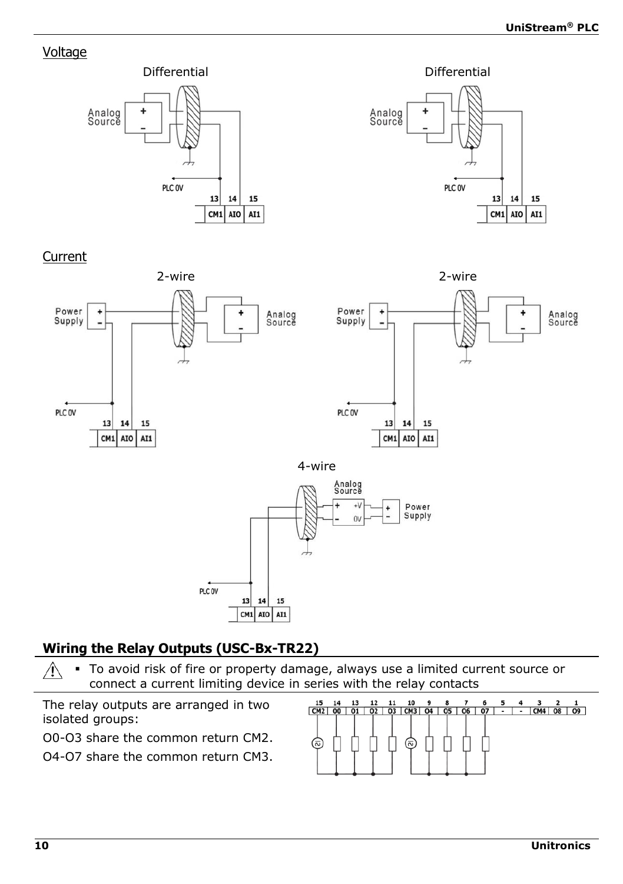Voltage

Differential

Differential

Current

2-wire

2-wire

4-wire

## Wiring the Relay Outputs (USC-Bx-TR22)

⚠ ▪ To avoid risk of fire or property damage, always use a limited current source or connect a current limiting device in series with the relay contacts

The relay outputs are arranged in two isolated groups:

O0-O3 share the common return CM2.

O4-O7 share the common return CM3.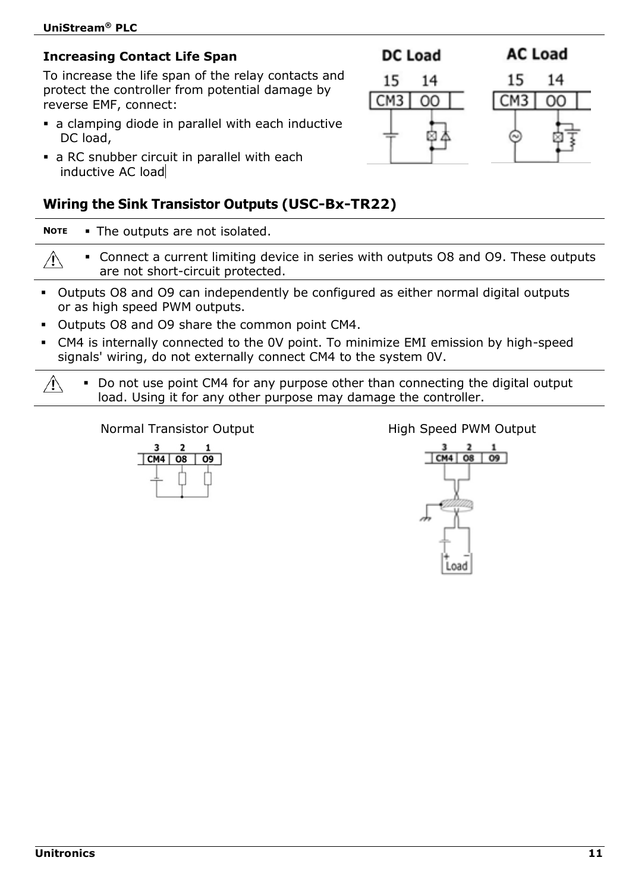### Increasing Contact Life Span

To increase the life span of the relay contacts and protect the controller from potential damage by reverse EMF, connect:

- a clamping diode in parallel with each inductive DC load,
- a RC snubber circuit in parallel with each inductive AC load

DC Load

AC Load

## Wiring the Sink Transistor Outputs (USC-Bx-TR22)

**NOTE**
- The outputs are not isolated.

⚠
- Connect a current limiting device in series with outputs O8 and O9. These outputs are not short-circuit protected.

- Outputs O8 and O9 can independently be configured as either normal digital outputs or as high speed PWM outputs.
- Outputs O8 and O9 share the common point CM4.
- CM4 is internally connected to the 0V point. To minimize EMI emission by high-speed signals' wiring, do not externally connect CM4 to the system 0V.

⚠
- Do not use point CM4 for any purpose other than connecting the digital output load. Using it for any other purpose may damage the controller.

Normal Transistor Output

High Speed PWM Output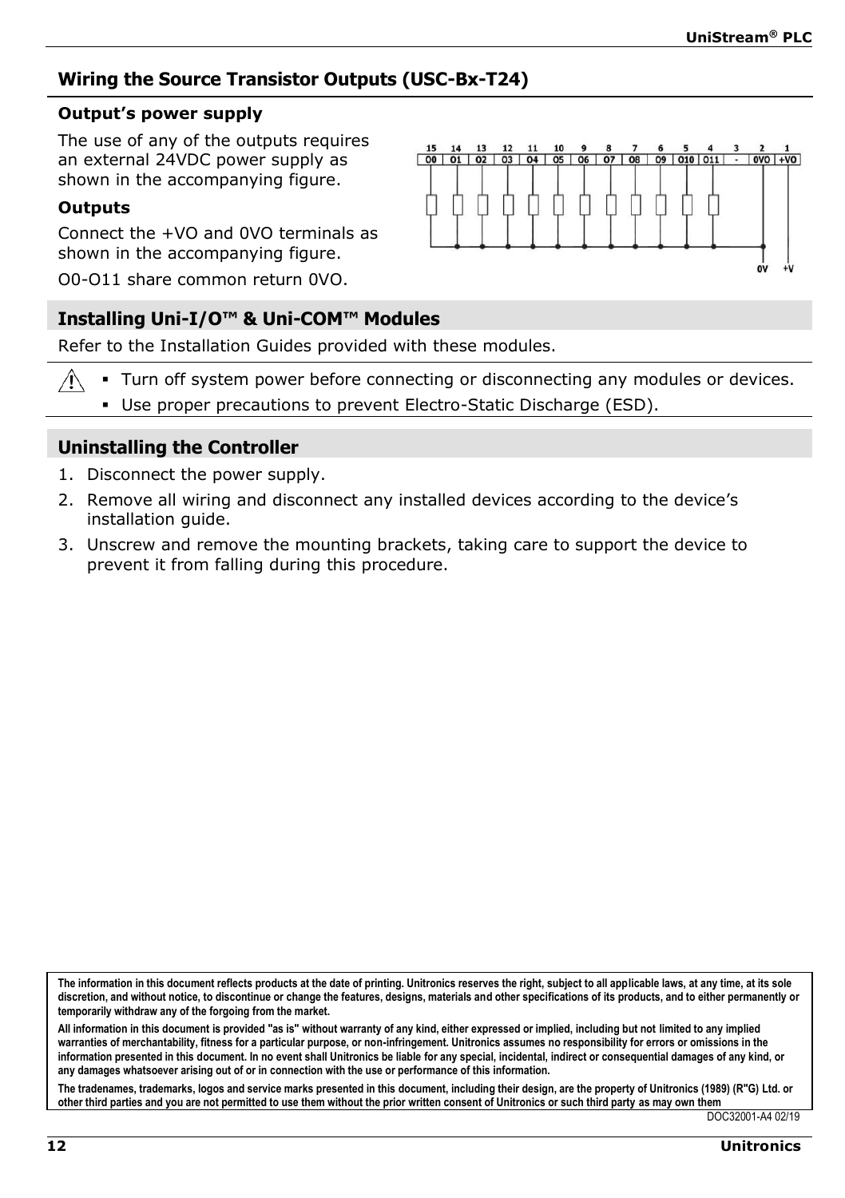## Wiring the Source Transistor Outputs (USC-Bx-T24)

**Output's power supply**

The use of any of the outputs requires an external 24VDC power supply as shown in the accompanying figure.

**Outputs**

Connect the +VO and 0VO terminals as shown in the accompanying figure.

O0-O11 share common return 0VO.

15 14 13 12 11 10 9 8 7 6 5 4 3 2 1
O0 O1 O2 O3 O4 O5 O6 O7 O8 O9 O10 O11 - 0VO +VO
0V +V

## Installing Uni-I/O™ & Uni-COM™ Modules

Refer to the Installation Guides provided with these modules.

- Turn off system power before connecting or disconnecting any modules or devices.
- Use proper precautions to prevent Electro-Static Discharge (ESD).

## Uninstalling the Controller

1. Disconnect the power supply.
2. Remove all wiring and disconnect any installed devices according to the device's installation guide.
3. Unscrew and remove the mounting brackets, taking care to support the device to prevent it from falling during this procedure.

**The information in this document reflects products at the date of printing. Unitronics reserves the right, subject to all applicable laws, at any time, at its sole discretion, and without notice, to discontinue or change the features, designs, materials and other specifications of its products, and to either permanently or temporarily withdraw any of the forgoing from the market.**

**All information in this document is provided "as is" without warranty of any kind, either expressed or implied, including but not limited to any implied warranties of merchantability, fitness for a particular purpose, or non-infringement. Unitronics assumes no responsibility for errors or omissions in the information presented in this document. In no event shall Unitronics be liable for any special, incidental, indirect or consequential damages of any kind, or any damages whatsoever arising out of or in connection with the use or performance of this information.**

**The tradenames, trademarks, logos and service marks presented in this document, including their design, are the property of Unitronics (1989) (R"G) Ltd. or other third parties and you are not permitted to use them without the prior written consent of Unitronics or such third party as may own them**

DOC32001-A4 02/19